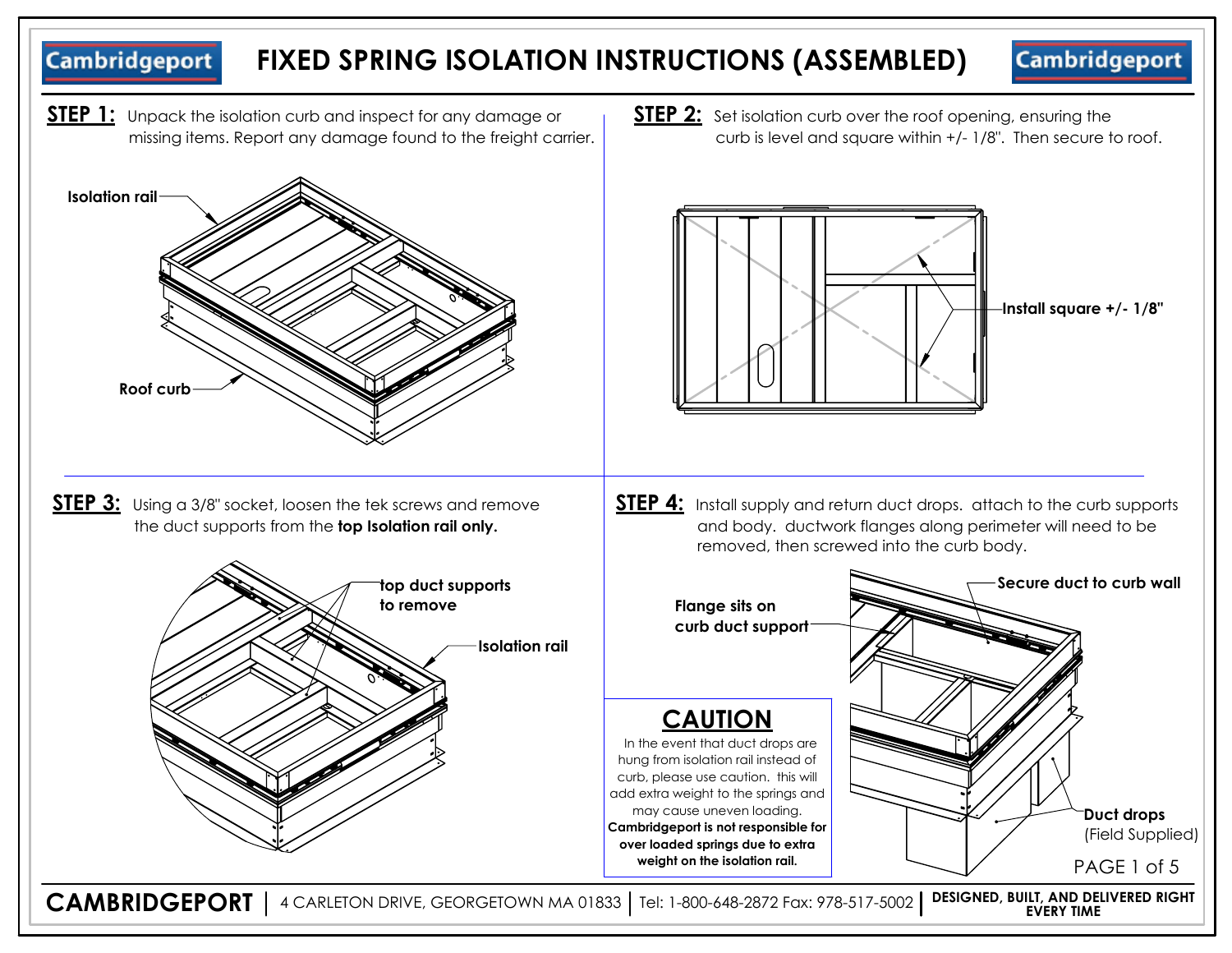# FIXED SPRING ISOLATION INSTRUCTIONS (ASSEMBLED)

**STEP 1:** Unpack the isolation curb and inspect for any damage or missing items. Report any damage found to the freight carrier.

Isolation rail

Roof curb

**STEP 2:** Set isolation curb over the roof opening, ensuring the curb is level and square within +/- 1/8". Then secure to roof.

Install square +/- 1/8"

**STEP 3:** Using a 3/8" socket, loosen the tek screws and remove the duct supports from the **top Isolation rail only.**

top duct supports to remove

Isolation rail

**STEP 4:** Install supply and return duct drops. attach to the curb supports and body. ductwork flanges along perimeter will need to be removed, then screwed into the curb body.

Flange sits on curb duct support

Secure duct to curb wall

Duct drops (Field Supplied)

## CAUTION

In the event that duct drops are hung from isolation rail instead of curb, please use caution. this will add extra weight to the springs and may cause uneven loading. **Cambridgeport is not responsible for over loaded springs due to extra weight on the isolation rail.**

**CAMBRIDGEPORT** | 4 CARLETON DRIVE, GEORGETOWN MA 01833 | Tel: 1-800-648-2872 Fax: 978-517-5002 | **DESIGNED, BUILT, AND DELIVERED RIGHT EVERY TIME**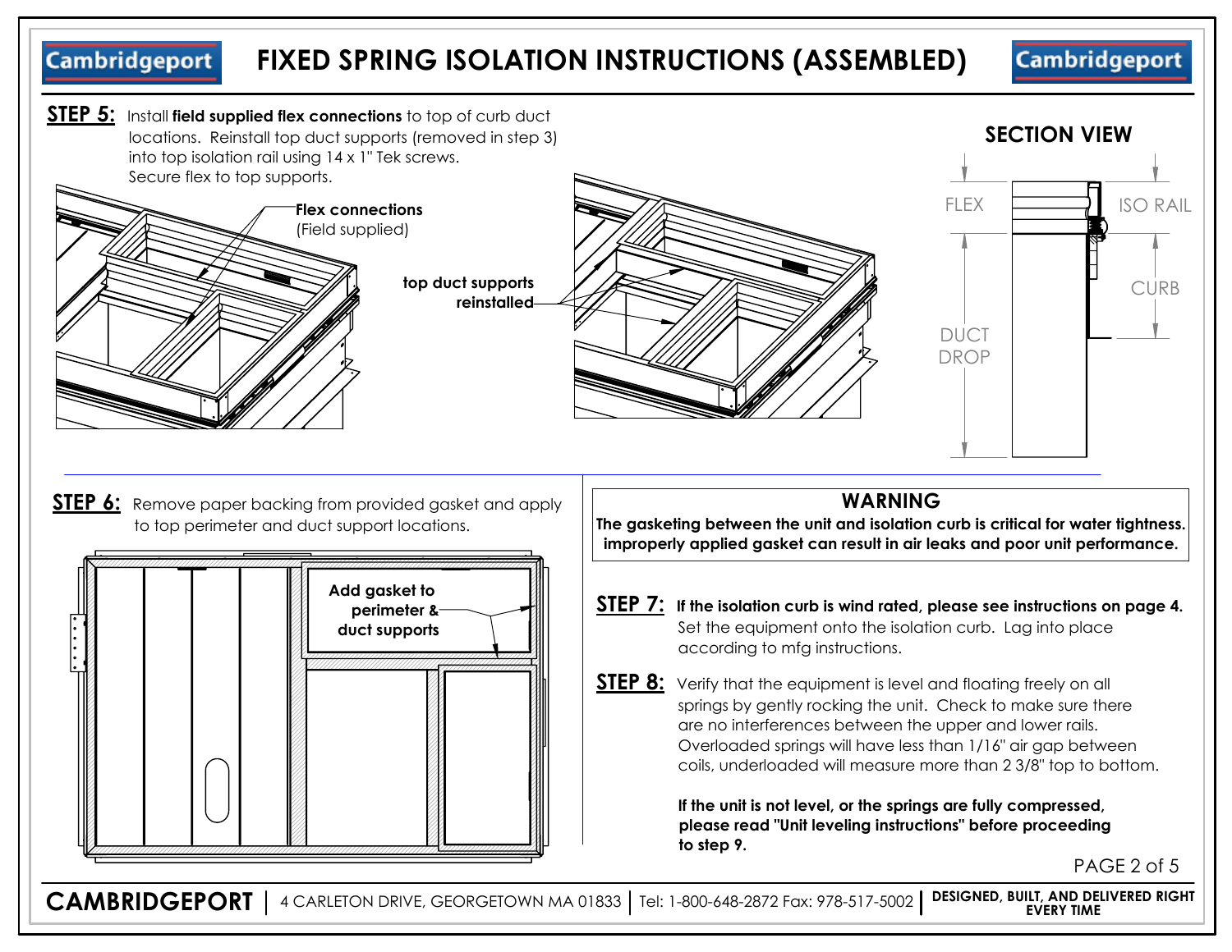# FIXED SPRING ISOLATION INSTRUCTIONS (ASSEMBLED)

**STEP 5:** Install **field supplied flex connections** to top of curb duct locations. Reinstall top duct supports (removed in step 3) into top isolation rail using 14 x 1" Tek screws. Secure flex to top supports.

**Flex connections** (Field supplied)

**top duct supports reinstalled**

**SECTION VIEW**

FLEX
ISO RAIL
CURB
DUCT DROP

**STEP 6:** Remove paper backing from provided gasket and apply to top perimeter and duct support locations.

**Add gasket to perimeter & duct supports**

**WARNING**

**The gasketing between the unit and isolation curb is critical for water tightness. improperly applied gasket can result in air leaks and poor unit performance.**

**STEP 7:** **If the isolation curb is wind rated, please see instructions on page 4.** Set the equipment onto the isolation curb. Lag into place according to mfg instructions.

**STEP 8:** Verify that the equipment is level and floating freely on all springs by gently rocking the unit. Check to make sure there are no interferences between the upper and lower rails. Overloaded springs will have less than 1/16" air gap between coils, underloaded will measure more than 2 3/8" top to bottom.

**If the unit is not level, or the springs are fully compressed, please read "Unit leveling instructions" before proceeding to step 9.**

**CAMBRIDGEPORT** | 4 CARLETON DRIVE, GEORGETOWN MA 01833 | Tel: 1-800-648-2872 Fax: 978-517-5002 | **DESIGNED, BUILT, AND DELIVERED RIGHT EVERY TIME**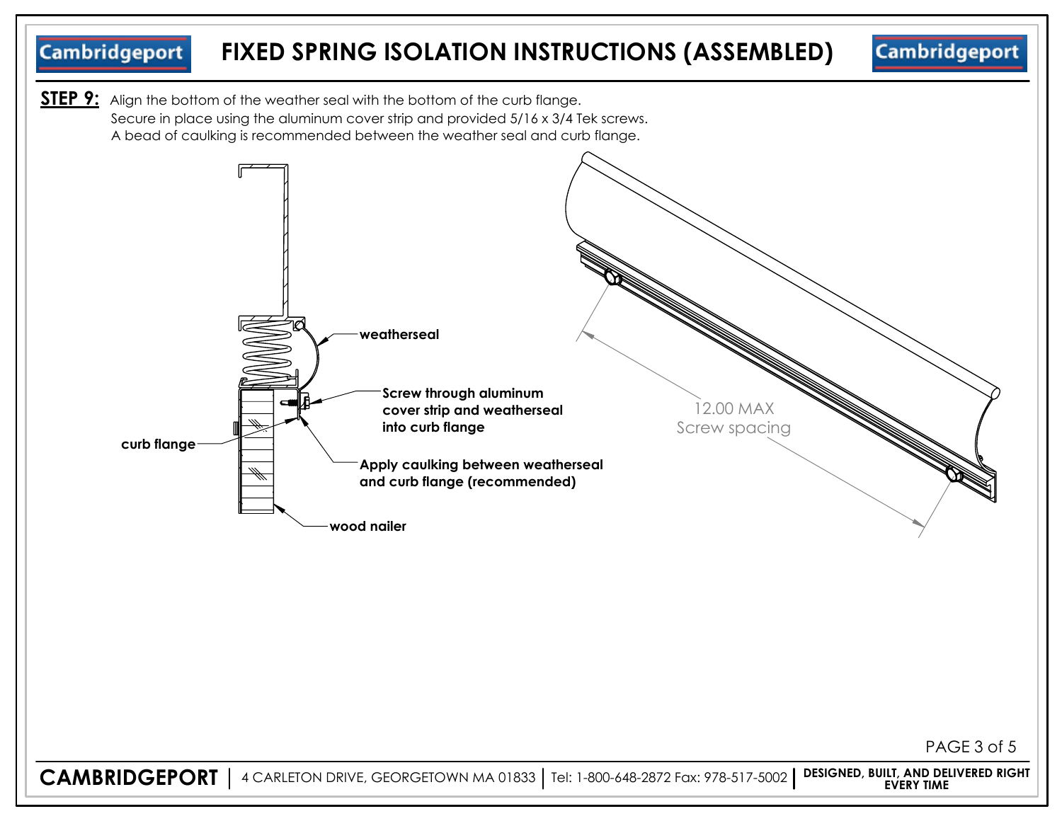# FIXED SPRING ISOLATION INSTRUCTIONS (ASSEMBLED)

**STEP 9:** Align the bottom of the weather seal with the bottom of the curb flange.
Secure in place using the aluminum cover strip and provided 5/16 x 3/4 Tek screws.
A bead of caulking is recommended between the weather seal and curb flange.

weatherseal

Screw through aluminum cover strip and weatherseal into curb flange

curb flange

Apply caulking between weatherseal and curb flange (recommended)

wood nailer

12.00 MAX
Screw spacing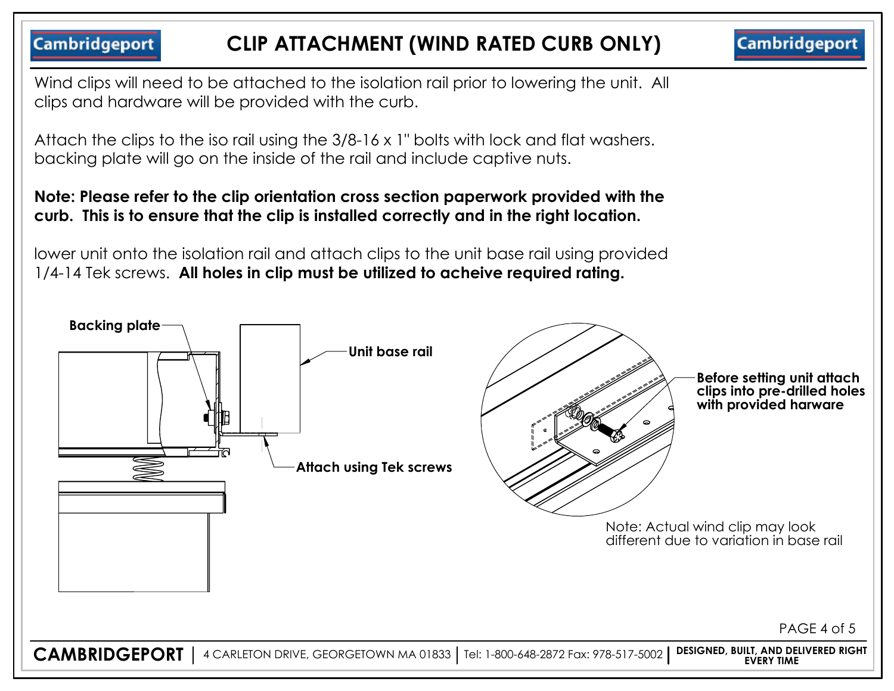# CLIP ATTACHMENT (WIND RATED CURB ONLY)

Wind clips will need to be attached to the isolation rail prior to lowering the unit. All clips and hardware will be provided with the curb.

Attach the clips to the iso rail using the 3/8-16 x 1" bolts with lock and flat washers. backing plate will go on the inside of the rail and include captive nuts.

**Note: Please refer to the clip orientation cross section paperwork provided with the curb. This is to ensure that the clip is installed correctly and in the right location.**

lower unit onto the isolation rail and attach clips to the unit base rail using provided 1/4-14 Tek screws. **All holes in clip must be utilized to acheive required rating.**

**Backing plate**

**Unit base rail**

**Attach using Tek screws**

**Before setting unit attach clips into pre-drilled holes with provided harware**

Note: Actual wind clip may look different due to variation in base rail

**CAMBRIDGEPORT** | 4 CARLETON DRIVE, GEORGETOWN MA 01833 | Tel: 1-800-648-2872 Fax: 978-517-5002 | **DESIGNED, BUILT, AND DELIVERED RIGHT EVERY TIME**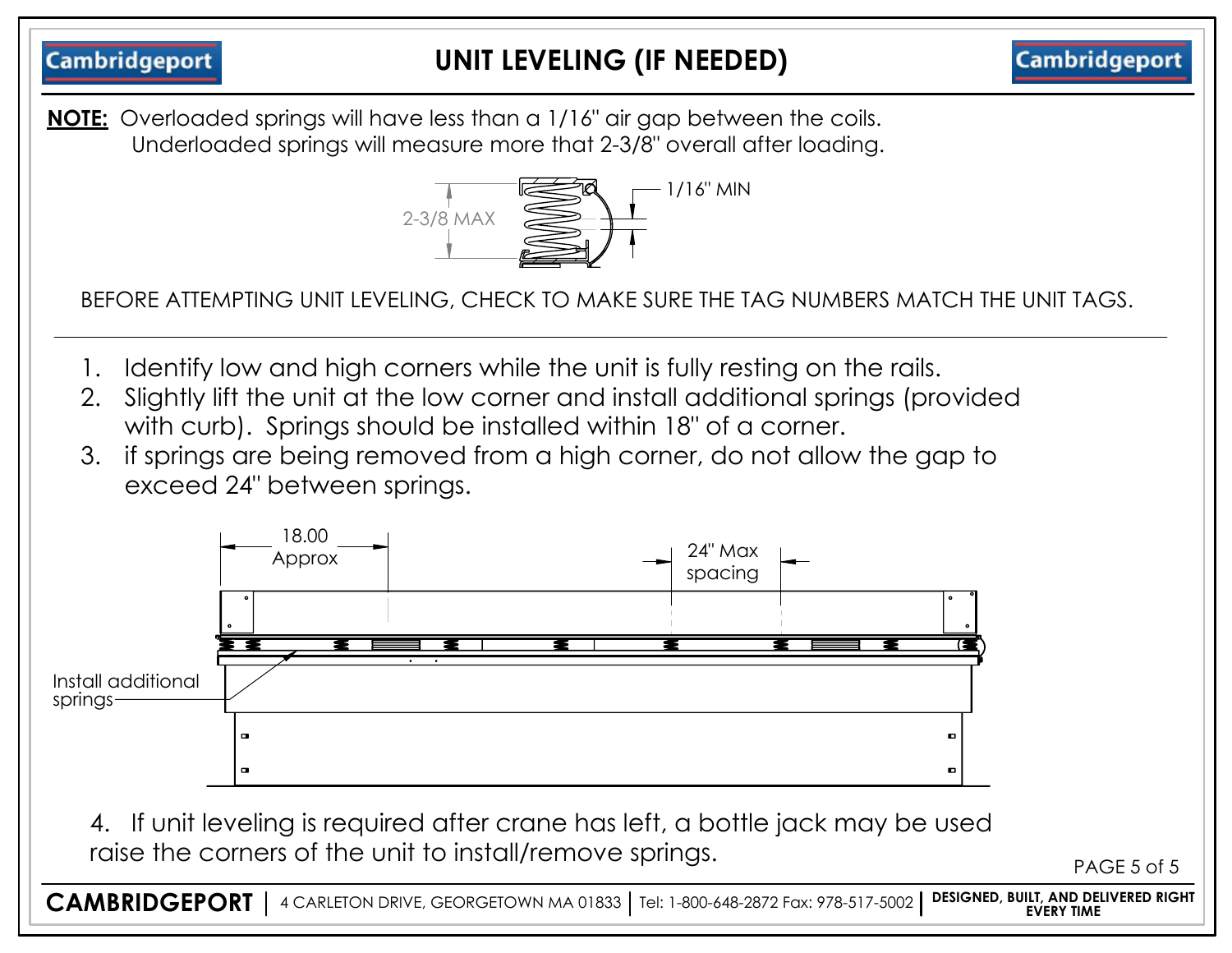# UNIT LEVELING (IF NEEDED)

**NOTE:** Overloaded springs will have less than a 1/16" air gap between the coils.
Underloaded springs will measure more that 2-3/8" overall after loading.

2-3/8 MAX
1/16" MIN

BEFORE ATTEMPTING UNIT LEVELING, CHECK TO MAKE SURE THE TAG NUMBERS MATCH THE UNIT TAGS.

1. Identify low and high corners while the unit is fully resting on the rails.
2. Slightly lift the unit at the low corner and install additional springs (provided with curb). Springs should be installed within 18" of a corner.
3. if springs are being removed from a high corner, do not allow the gap to exceed 24" between springs.

18.00
Approx

24" Max
spacing

Install additional
springs

4. If unit leveling is required after crane has left, a bottle jack may be used raise the corners of the unit to install/remove springs.

**CAMBRIDGEPORT** | 4 CARLETON DRIVE, GEORGETOWN MA 01833 | Tel: 1-800-648-2872 Fax: 978-517-5002 | **DESIGNED, BUILT, AND DELIVERED RIGHT EVERY TIME**